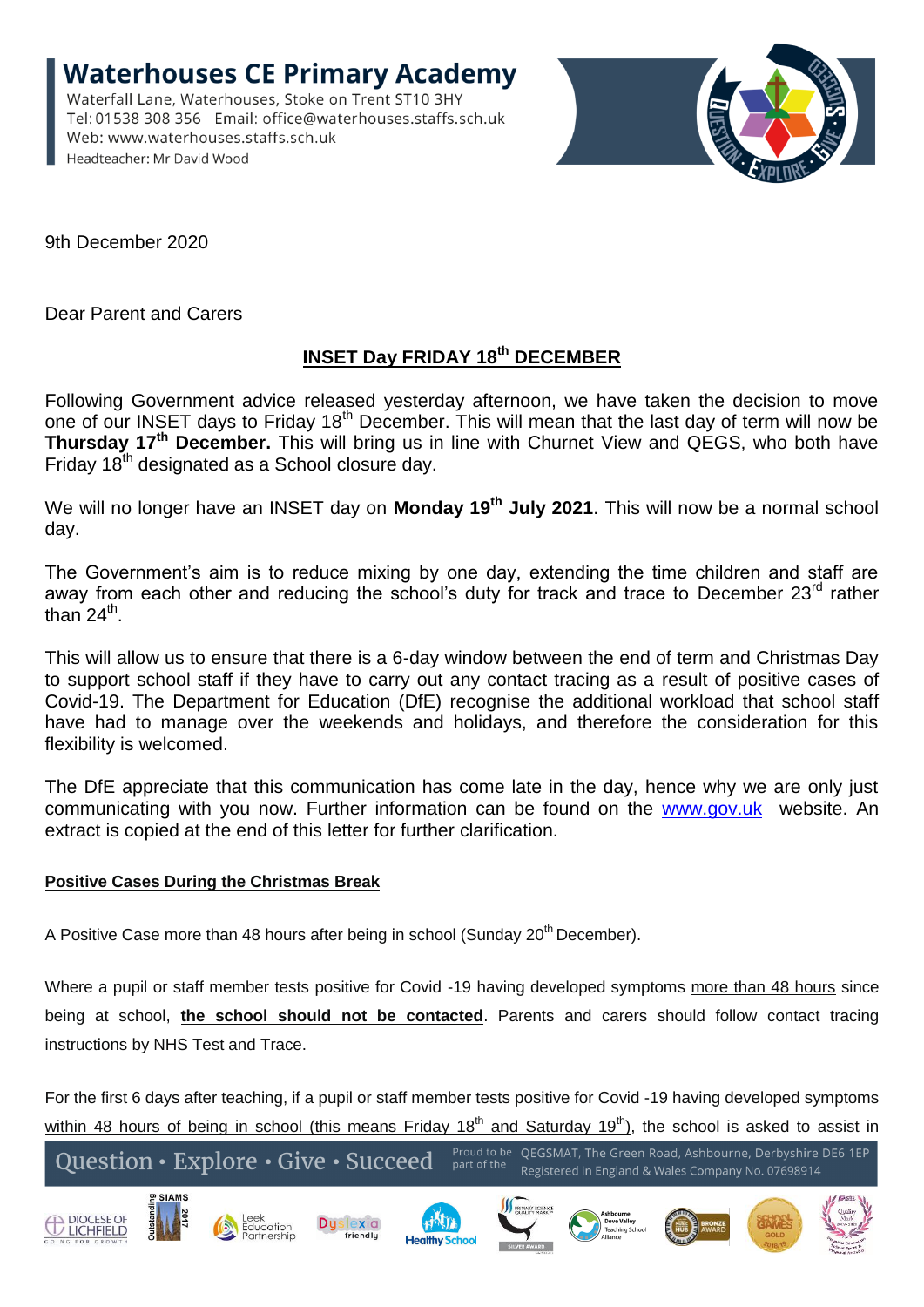# Waterhouses CE Primary Academy

Waterfall Lane, Waterhouses, Stoke on Trent ST10 3HY
Tel: 01538 308 356 Email: office@waterhouses.staffs.sch.uk
Web: www.waterhouses.staffs.sch.uk
Headteacher: Mr David Wood

9th December 2020

Dear Parent and Carers

## INSET Day FRIDAY 18th DECEMBER

Following Government advice released yesterday afternoon, we have taken the decision to move one of our INSET days to Friday 18th December. This will mean that the last day of term will now be **Thursday 17th December.** This will bring us in line with Churnet View and QEGS, who both have Friday 18th designated as a School closure day.

We will no longer have an INSET day on **Monday 19th July 2021**. This will now be a normal school day.

The Government's aim is to reduce mixing by one day, extending the time children and staff are away from each other and reducing the school's duty for track and trace to December 23rd rather than 24th.

This will allow us to ensure that there is a 6-day window between the end of term and Christmas Day to support school staff if they have to carry out any contact tracing as a result of positive cases of Covid-19. The Department for Education (DfE) recognise the additional workload that school staff have had to manage over the weekends and holidays, and therefore the consideration for this flexibility is welcomed.

The DfE appreciate that this communication has come late in the day, hence why we are only just communicating with you now. Further information can be found on the www.gov.uk website. An extract is copied at the end of this letter for further clarification.

### Positive Cases During the Christmas Break

A Positive Case more than 48 hours after being in school (Sunday 20th December).

Where a pupil or staff member tests positive for Covid -19 having developed symptoms more than 48 hours since being at school, **the school should not be contacted**. Parents and carers should follow contact tracing instructions by NHS Test and Trace.

For the first 6 days after teaching, if a pupil or staff member tests positive for Covid -19 having developed symptoms within 48 hours of being in school (this means Friday 18th and Saturday 19th), the school is asked to assist in

Question • Explore • Give • Succeed

Proud to be part of the QEGSMAT, The Green Road, Ashbourne, Derbyshire DE6 1EP
Registered in England & Wales Company No. 07698914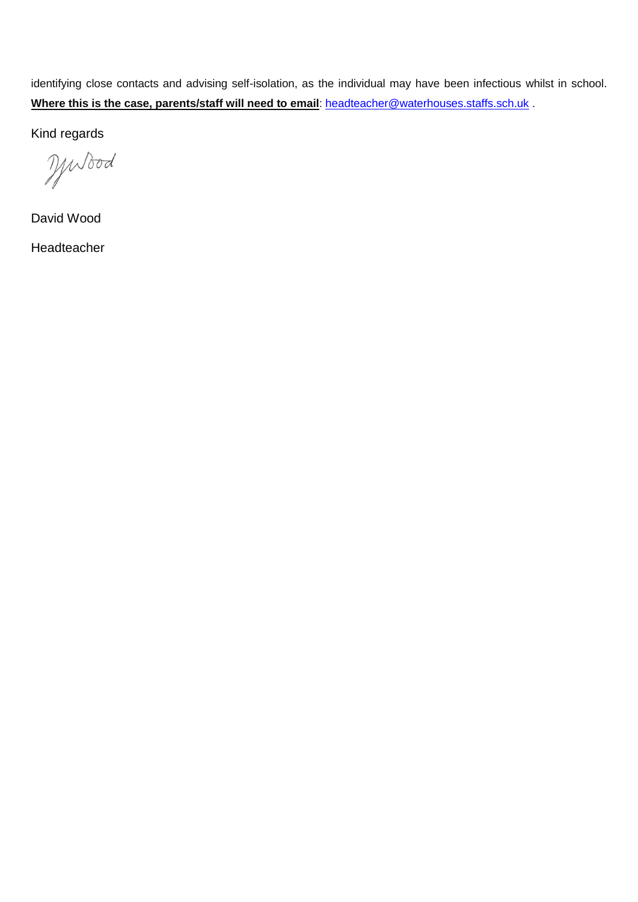identifying close contacts and advising self-isolation, as the individual may have been infectious whilst in school. **Where this is the case, parents/staff will need to email**: headteacher@waterhouses.staffs.sch.uk .

Kind regards

David Wood

Headteacher